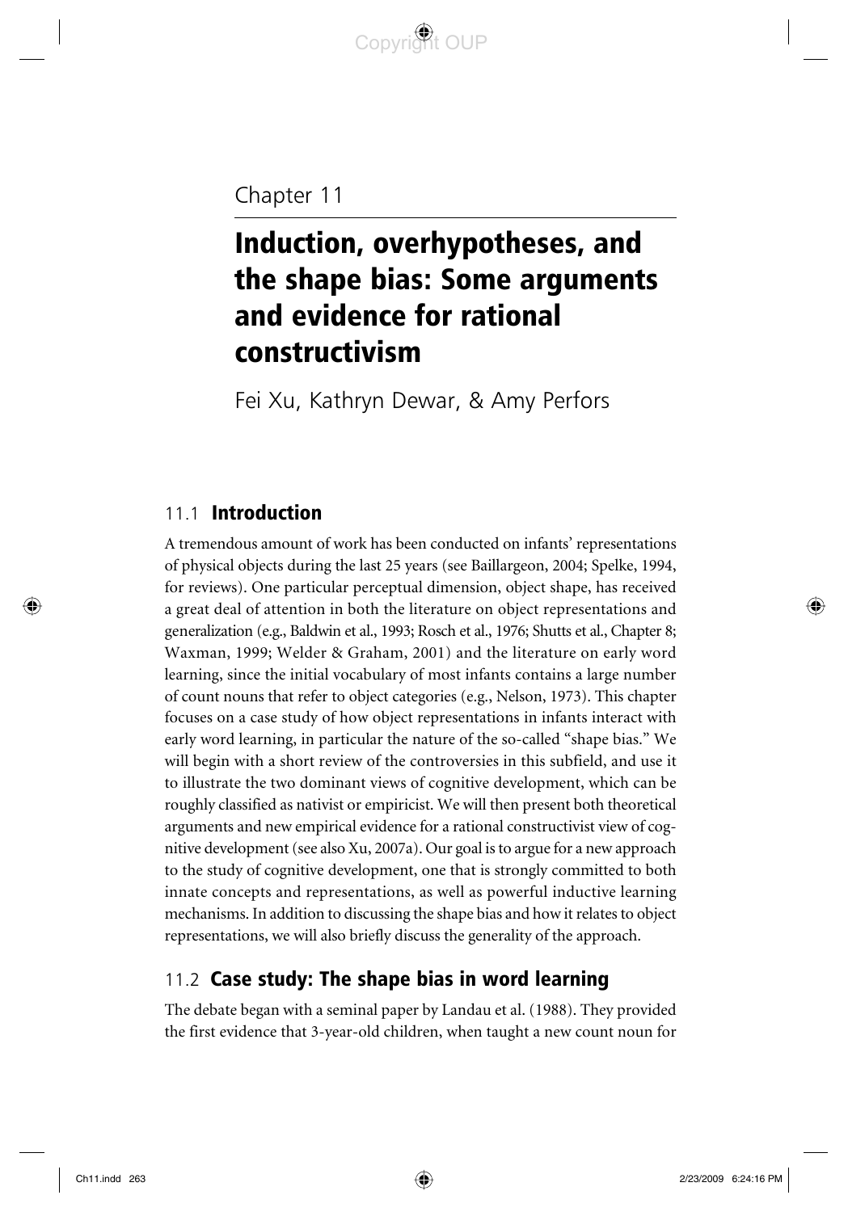Chapter 11

# Induction, overhypotheses, and the shape bias: Some arguments and evidence for rational constructivism

Fei Xu, Kathryn Dewar, & Amy Perfors

## 11.1 Introduction

A tremendous amount of work has been conducted on infants' representations of physical objects during the last 25 years (see Baillargeon, 2004; Spelke, 1994, for reviews). One particular perceptual dimension, object shape, has received a great deal of attention in both the literature on object representations and generalization (e.g., Baldwin et al., 1993; Rosch et al., 1976; Shutts et al., Chapter 8; Waxman, 1999; Welder & Graham, 2001) and the literature on early word learning, since the initial vocabulary of most infants contains a large number of count nouns that refer to object categories (e.g., Nelson, 1973). This chapter focuses on a case study of how object representations in infants interact with early word learning, in particular the nature of the so-called "shape bias." We will begin with a short review of the controversies in this subfield, and use it to illustrate the two dominant views of cognitive development, which can be roughly classified as nativist or empiricist. We will then present both theoretical arguments and new empirical evidence for a rational constructivist view of cognitive development (see also Xu, 2007a). Our goal is to argue for a new approach to the study of cognitive development, one that is strongly committed to both innate concepts and representations, as well as powerful inductive learning mechanisms. In addition to discussing the shape bias and how it relates to object representations, we will also briefly discuss the generality of the approach.

## 11.2 Case study: The shape bias in word learning

The debate began with a seminal paper by Landau et al. (1988). They provided the first evidence that 3-year-old children, when taught a new count noun for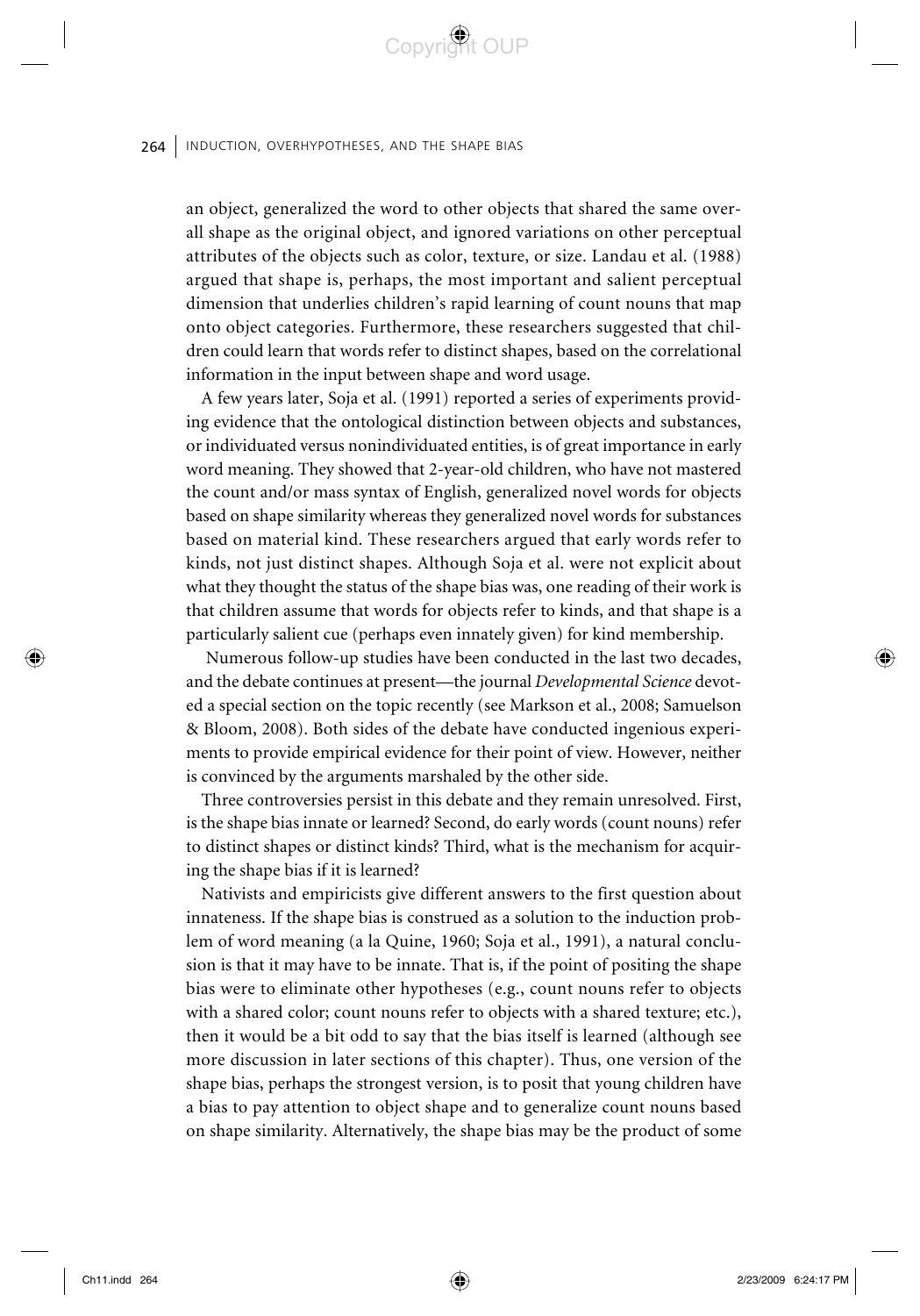an object, generalized the word to other objects that shared the same overall shape as the original object, and ignored variations on other perceptual attributes of the objects such as color, texture, or size. Landau et al. (1988) argued that shape is, perhaps, the most important and salient perceptual dimension that underlies children's rapid learning of count nouns that map onto object categories. Furthermore, these researchers suggested that children could learn that words refer to distinct shapes, based on the correlational information in the input between shape and word usage.

A few years later, Soja et al. (1991) reported a series of experiments providing evidence that the ontological distinction between objects and substances, or individuated versus nonindividuated entities, is of great importance in early word meaning. They showed that 2-year-old children, who have not mastered the count and/or mass syntax of English, generalized novel words for objects based on shape similarity whereas they generalized novel words for substances based on material kind. These researchers argued that early words refer to kinds, not just distinct shapes. Although Soja et al. were not explicit about what they thought the status of the shape bias was, one reading of their work is that children assume that words for objects refer to kinds, and that shape is a particularly salient cue (perhaps even innately given) for kind membership.

Numerous follow-up studies have been conducted in the last two decades, and the debate continues at present—the journal *Developmental Science* devoted a special section on the topic recently (see Markson et al., 2008; Samuelson & Bloom, 2008). Both sides of the debate have conducted ingenious experiments to provide empirical evidence for their point of view. However, neither is convinced by the arguments marshaled by the other side.

Three controversies persist in this debate and they remain unresolved. First, is the shape bias innate or learned? Second, do early words (count nouns) refer to distinct shapes or distinct kinds? Third, what is the mechanism for acquiring the shape bias if it is learned?

Nativists and empiricists give different answers to the first question about innateness. If the shape bias is construed as a solution to the induction problem of word meaning (a la Quine, 1960; Soja et al., 1991), a natural conclusion is that it may have to be innate. That is, if the point of positing the shape bias were to eliminate other hypotheses (e.g., count nouns refer to objects with a shared color; count nouns refer to objects with a shared texture; etc.), then it would be a bit odd to say that the bias itself is learned (although see more discussion in later sections of this chapter). Thus, one version of the shape bias, perhaps the strongest version, is to posit that young children have a bias to pay attention to object shape and to generalize count nouns based on shape similarity. Alternatively, the shape bias may be the product of some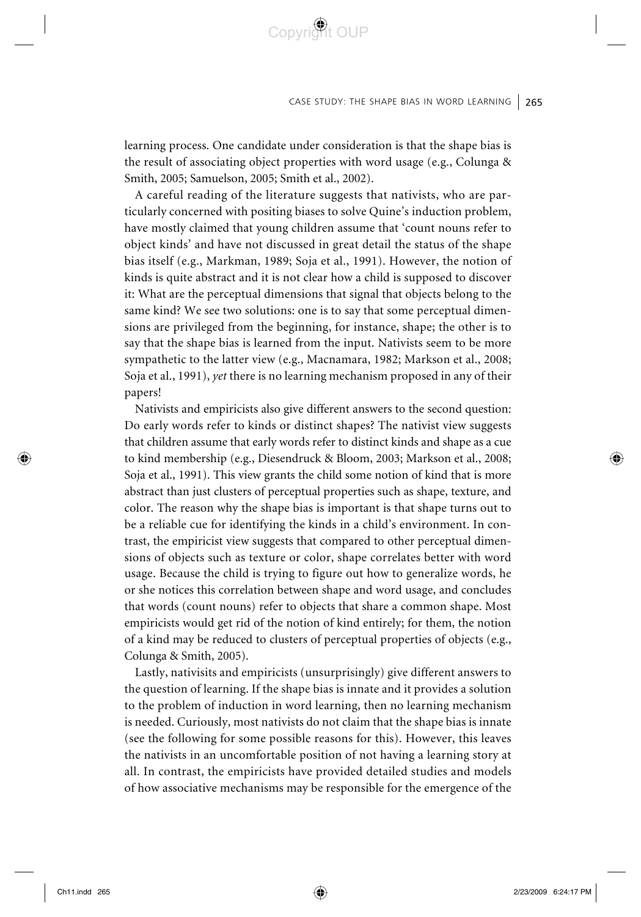learning process. One candidate under consideration is that the shape bias is the result of associating object properties with word usage (e.g., Colunga & Smith, 2005; Samuelson, 2005; Smith et al., 2002).

A careful reading of the literature suggests that nativists, who are particularly concerned with positing biases to solve Quine's induction problem, have mostly claimed that young children assume that 'count nouns refer to object kinds' and have not discussed in great detail the status of the shape bias itself (e.g., Markman, 1989; Soja et al., 1991). However, the notion of kinds is quite abstract and it is not clear how a child is supposed to discover it: What are the perceptual dimensions that signal that objects belong to the same kind? We see two solutions: one is to say that some perceptual dimensions are privileged from the beginning, for instance, shape; the other is to say that the shape bias is learned from the input. Nativists seem to be more sympathetic to the latter view (e.g., Macnamara, 1982; Markson et al., 2008; Soja et al., 1991), *yet* there is no learning mechanism proposed in any of their papers!

Nativists and empiricists also give different answers to the second question: Do early words refer to kinds or distinct shapes? The nativist view suggests that children assume that early words refer to distinct kinds and shape as a cue to kind membership (e.g., Diesendruck & Bloom, 2003; Markson et al., 2008; Soja et al., 1991). This view grants the child some notion of kind that is more abstract than just clusters of perceptual properties such as shape, texture, and color. The reason why the shape bias is important is that shape turns out to be a reliable cue for identifying the kinds in a child's environment. In contrast, the empiricist view suggests that compared to other perceptual dimensions of objects such as texture or color, shape correlates better with word usage. Because the child is trying to figure out how to generalize words, he or she notices this correlation between shape and word usage, and concludes that words (count nouns) refer to objects that share a common shape. Most empiricists would get rid of the notion of kind entirely; for them, the notion of a kind may be reduced to clusters of perceptual properties of objects (e.g., Colunga & Smith, 2005).

Lastly, nativisits and empiricists (unsurprisingly) give different answers to the question of learning. If the shape bias is innate and it provides a solution to the problem of induction in word learning, then no learning mechanism is needed. Curiously, most nativists do not claim that the shape bias is innate (see the following for some possible reasons for this). However, this leaves the nativists in an uncomfortable position of not having a learning story at all. In contrast, the empiricists have provided detailed studies and models of how associative mechanisms may be responsible for the emergence of the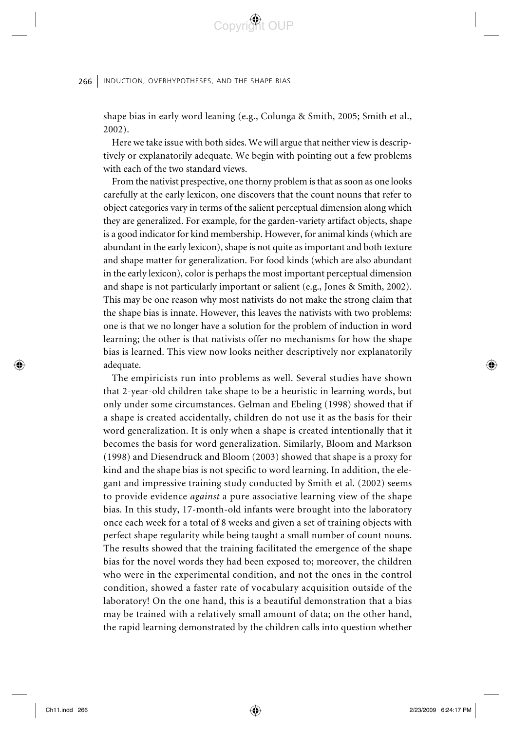shape bias in early word leaning (e.g., Colunga & Smith, 2005; Smith et al., 2002).

Here we take issue with both sides. We will argue that neither view is descriptively or explanatorily adequate. We begin with pointing out a few problems with each of the two standard views.

From the nativist prespective, one thorny problem is that as soon as one looks carefully at the early lexicon, one discovers that the count nouns that refer to object categories vary in terms of the salient perceptual dimension along which they are generalized. For example, for the garden-variety artifact objects, shape is a good indicator for kind membership. However, for animal kinds (which are abundant in the early lexicon), shape is not quite as important and both texture and shape matter for generalization. For food kinds (which are also abundant in the early lexicon), color is perhaps the most important perceptual dimension and shape is not particularly important or salient (e.g., Jones & Smith, 2002). This may be one reason why most nativists do not make the strong claim that the shape bias is innate. However, this leaves the nativists with two problems: one is that we no longer have a solution for the problem of induction in word learning; the other is that nativists offer no mechanisms for how the shape bias is learned. This view now looks neither descriptively nor explanatorily adequate.

The empiricists run into problems as well. Several studies have shown that 2-year-old children take shape to be a heuristic in learning words, but only under some circumstances. Gelman and Ebeling (1998) showed that if a shape is created accidentally, children do not use it as the basis for their word generalization. It is only when a shape is created intentionally that it becomes the basis for word generalization. Similarly, Bloom and Markson (1998) and Diesendruck and Bloom (2003) showed that shape is a proxy for kind and the shape bias is not specific to word learning. In addition, the elegant and impressive training study conducted by Smith et al. (2002) seems to provide evidence *against* a pure associative learning view of the shape bias. In this study, 17-month-old infants were brought into the laboratory once each week for a total of 8 weeks and given a set of training objects with perfect shape regularity while being taught a small number of count nouns. The results showed that the training facilitated the emergence of the shape bias for the novel words they had been exposed to; moreover, the children who were in the experimental condition, and not the ones in the control condition, showed a faster rate of vocabulary acquisition outside of the laboratory! On the one hand, this is a beautiful demonstration that a bias may be trained with a relatively small amount of data; on the other hand, the rapid learning demonstrated by the children calls into question whether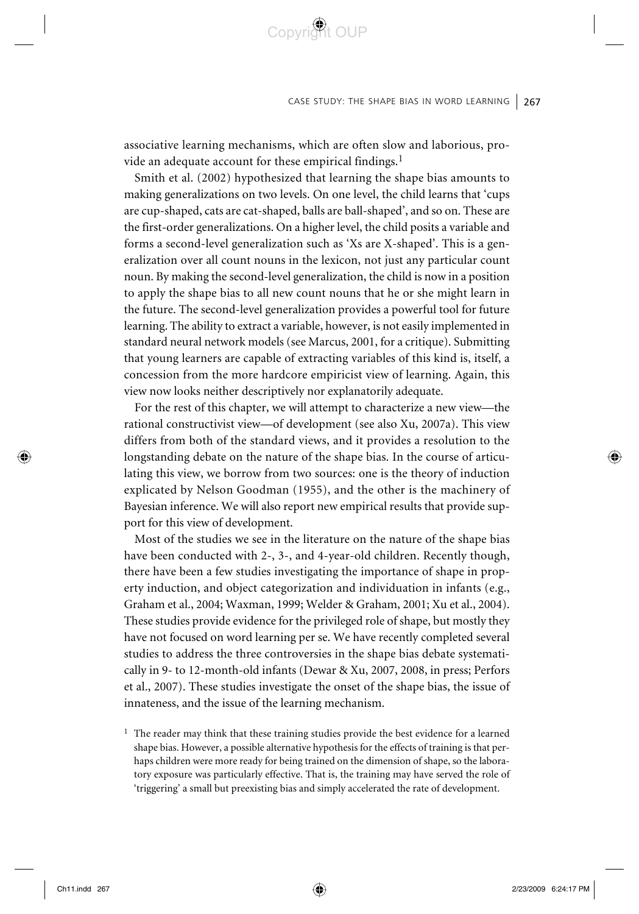associative learning mechanisms, which are often slow and laborious, provide an adequate account for these empirical findings.[1]

Smith et al. (2002) hypothesized that learning the shape bias amounts to making generalizations on two levels. On one level, the child learns that 'cups are cup-shaped, cats are cat-shaped, balls are ball-shaped', and so on. These are the first-order generalizations. On a higher level, the child posits a variable and forms a second-level generalization such as 'Xs are X-shaped'. This is a generalization over all count nouns in the lexicon, not just any particular count noun. By making the second-level generalization, the child is now in a position to apply the shape bias to all new count nouns that he or she might learn in the future. The second-level generalization provides a powerful tool for future learning. The ability to extract a variable, however, is not easily implemented in standard neural network models (see Marcus, 2001, for a critique). Submitting that young learners are capable of extracting variables of this kind is, itself, a concession from the more hardcore empiricist view of learning. Again, this view now looks neither descriptively nor explanatorily adequate.

For the rest of this chapter, we will attempt to characterize a new view—the rational constructivist view—of development (see also Xu, 2007a). This view differs from both of the standard views, and it provides a resolution to the longstanding debate on the nature of the shape bias. In the course of articulating this view, we borrow from two sources: one is the theory of induction explicated by Nelson Goodman (1955), and the other is the machinery of Bayesian inference. We will also report new empirical results that provide support for this view of development.

Most of the studies we see in the literature on the nature of the shape bias have been conducted with 2-, 3-, and 4-year-old children. Recently though, there have been a few studies investigating the importance of shape in property induction, and object categorization and individuation in infants (e.g., Graham et al., 2004; Waxman, 1999; Welder & Graham, 2001; Xu et al., 2004). These studies provide evidence for the privileged role of shape, but mostly they have not focused on word learning per se. We have recently completed several studies to address the three controversies in the shape bias debate systematically in 9- to 12-month-old infants (Dewar & Xu, 2007, 2008, in press; Perfors et al., 2007). These studies investigate the onset of the shape bias, the issue of innateness, and the issue of the learning mechanism.

[1] The reader may think that these training studies provide the best evidence for a learned shape bias. However, a possible alternative hypothesis for the effects of training is that perhaps children were more ready for being trained on the dimension of shape, so the laboratory exposure was particularly effective. That is, the training may have served the role of 'triggering' a small but preexisting bias and simply accelerated the rate of development.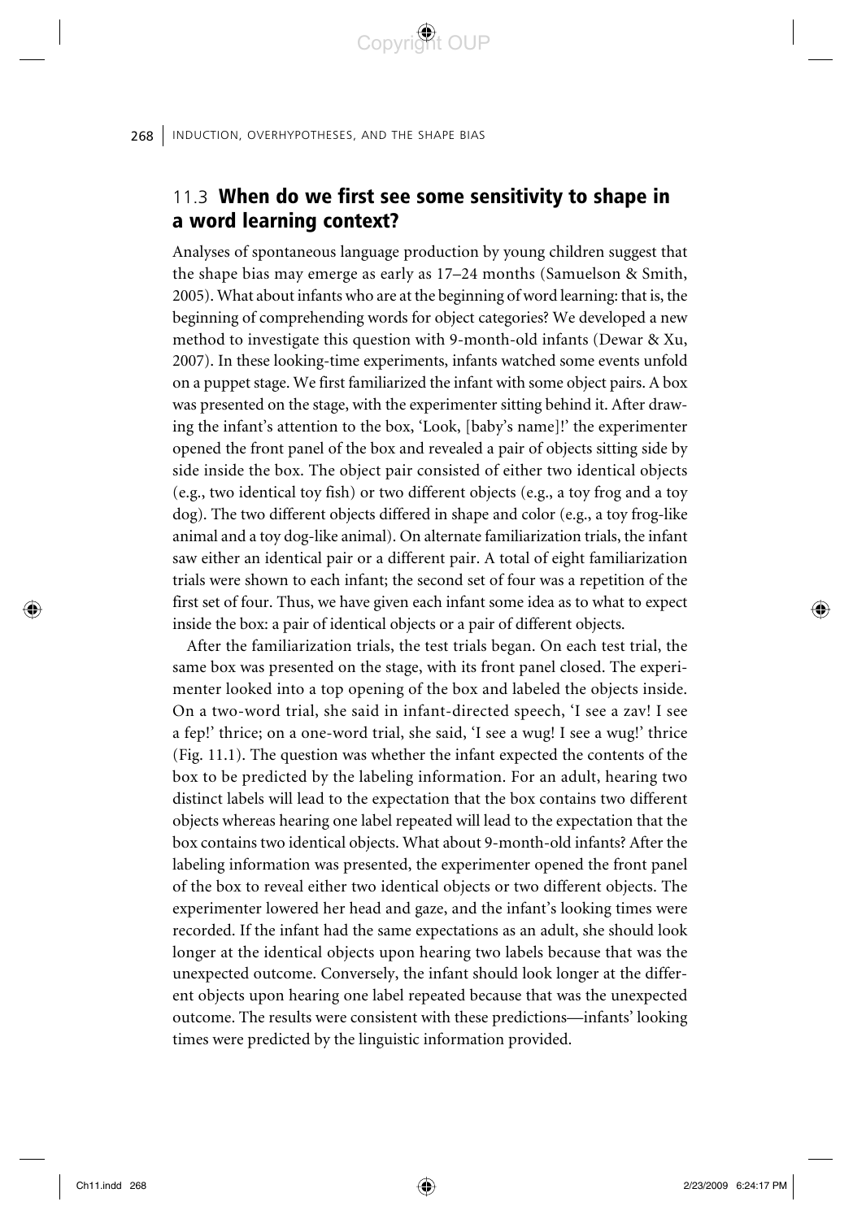## 11.3 **When do we first see some sensitivity to shape in a word learning context?**

Analyses of spontaneous language production by young children suggest that the shape bias may emerge as early as 17–24 months (Samuelson & Smith, 2005). What about infants who are at the beginning of word learning: that is, the beginning of comprehending words for object categories? We developed a new method to investigate this question with 9-month-old infants (Dewar & Xu, 2007). In these looking-time experiments, infants watched some events unfold on a puppet stage. We first familiarized the infant with some object pairs. A box was presented on the stage, with the experimenter sitting behind it. After drawing the infant's attention to the box, 'Look, [baby's name]!' the experimenter opened the front panel of the box and revealed a pair of objects sitting side by side inside the box. The object pair consisted of either two identical objects (e.g., two identical toy fish) or two different objects (e.g., a toy frog and a toy dog). The two different objects differed in shape and color (e.g., a toy frog-like animal and a toy dog-like animal). On alternate familiarization trials, the infant saw either an identical pair or a different pair. A total of eight familiarization trials were shown to each infant; the second set of four was a repetition of the first set of four. Thus, we have given each infant some idea as to what to expect inside the box: a pair of identical objects or a pair of different objects.

After the familiarization trials, the test trials began. On each test trial, the same box was presented on the stage, with its front panel closed. The experimenter looked into a top opening of the box and labeled the objects inside. On a two-word trial, she said in infant-directed speech, 'I see a zav! I see a fep!' thrice; on a one-word trial, she said, 'I see a wug! I see a wug!' thrice (Fig. 11.1). The question was whether the infant expected the contents of the box to be predicted by the labeling information. For an adult, hearing two distinct labels will lead to the expectation that the box contains two different objects whereas hearing one label repeated will lead to the expectation that the box contains two identical objects. What about 9-month-old infants? After the labeling information was presented, the experimenter opened the front panel of the box to reveal either two identical objects or two different objects. The experimenter lowered her head and gaze, and the infant's looking times were recorded. If the infant had the same expectations as an adult, she should look longer at the identical objects upon hearing two labels because that was the unexpected outcome. Conversely, the infant should look longer at the different objects upon hearing one label repeated because that was the unexpected outcome. The results were consistent with these predictions—infants' looking times were predicted by the linguistic information provided.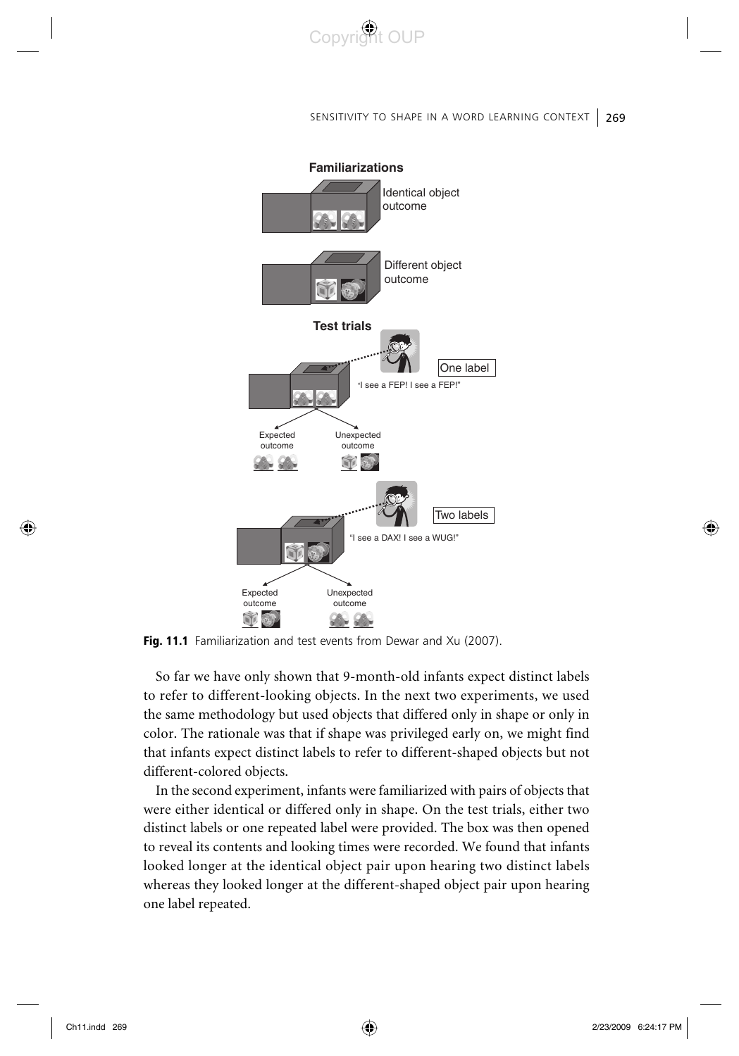**Fig. 11.1** Familiarization and test events from Dewar and Xu (2007).

So far we have only shown that 9-month-old infants expect distinct labels to refer to different-looking objects. In the next two experiments, we used the same methodology but used objects that differed only in shape or only in color. The rationale was that if shape was privileged early on, we might find that infants expect distinct labels to refer to different-shaped objects but not different-colored objects.

In the second experiment, infants were familiarized with pairs of objects that were either identical or differed only in shape. On the test trials, either two distinct labels or one repeated label were provided. The box was then opened to reveal its contents and looking times were recorded. We found that infants looked longer at the identical object pair upon hearing two distinct labels whereas they looked longer at the different-shaped object pair upon hearing one label repeated.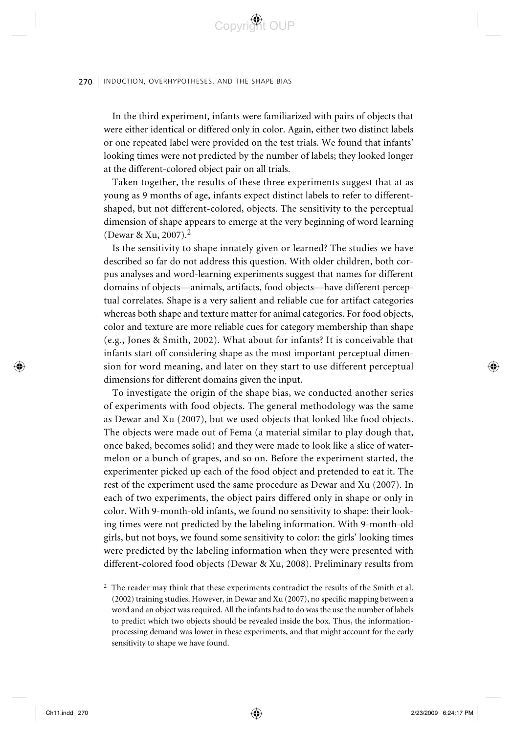In the third experiment, infants were familiarized with pairs of objects that were either identical or differed only in color. Again, either two distinct labels or one repeated label were provided on the test trials. We found that infants' looking times were not predicted by the number of labels; they looked longer at the different-colored object pair on all trials.

Taken together, the results of these three experiments suggest that at as young as 9 months of age, infants expect distinct labels to refer to different-shaped, but not different-colored, objects. The sensitivity to the perceptual dimension of shape appears to emerge at the very beginning of word learning (Dewar & Xu, 2007).[2]

Is the sensitivity to shape innately given or learned? The studies we have described so far do not address this question. With older children, both corpus analyses and word-learning experiments suggest that names for different domains of objects—animals, artifacts, food objects—have different perceptual correlates. Shape is a very salient and reliable cue for artifact categories whereas both shape and texture matter for animal categories. For food objects, color and texture are more reliable cues for category membership than shape (e.g., Jones & Smith, 2002). What about for infants? It is conceivable that infants start off considering shape as the most important perceptual dimension for word meaning, and later on they start to use different perceptual dimensions for different domains given the input.

To investigate the origin of the shape bias, we conducted another series of experiments with food objects. The general methodology was the same as Dewar and Xu (2007), but we used objects that looked like food objects. The objects were made out of Fema (a material similar to play dough that, once baked, becomes solid) and they were made to look like a slice of watermelon or a bunch of grapes, and so on. Before the experiment started, the experimenter picked up each of the food object and pretended to eat it. The rest of the experiment used the same procedure as Dewar and Xu (2007). In each of two experiments, the object pairs differed only in shape or only in color. With 9-month-old infants, we found no sensitivity to shape: their looking times were not predicted by the labeling information. With 9-month-old girls, but not boys, we found some sensitivity to color: the girls' looking times were predicted by the labeling information when they were presented with different-colored food objects (Dewar & Xu, 2008). Preliminary results from

[2] The reader may think that these experiments contradict the results of the Smith et al. (2002) training studies. However, in Dewar and Xu (2007), no specific mapping between a word and an object was required. All the infants had to do was the use the number of labels to predict which two objects should be revealed inside the box. Thus, the information-processing demand was lower in these experiments, and that might account for the early sensitivity to shape we have found.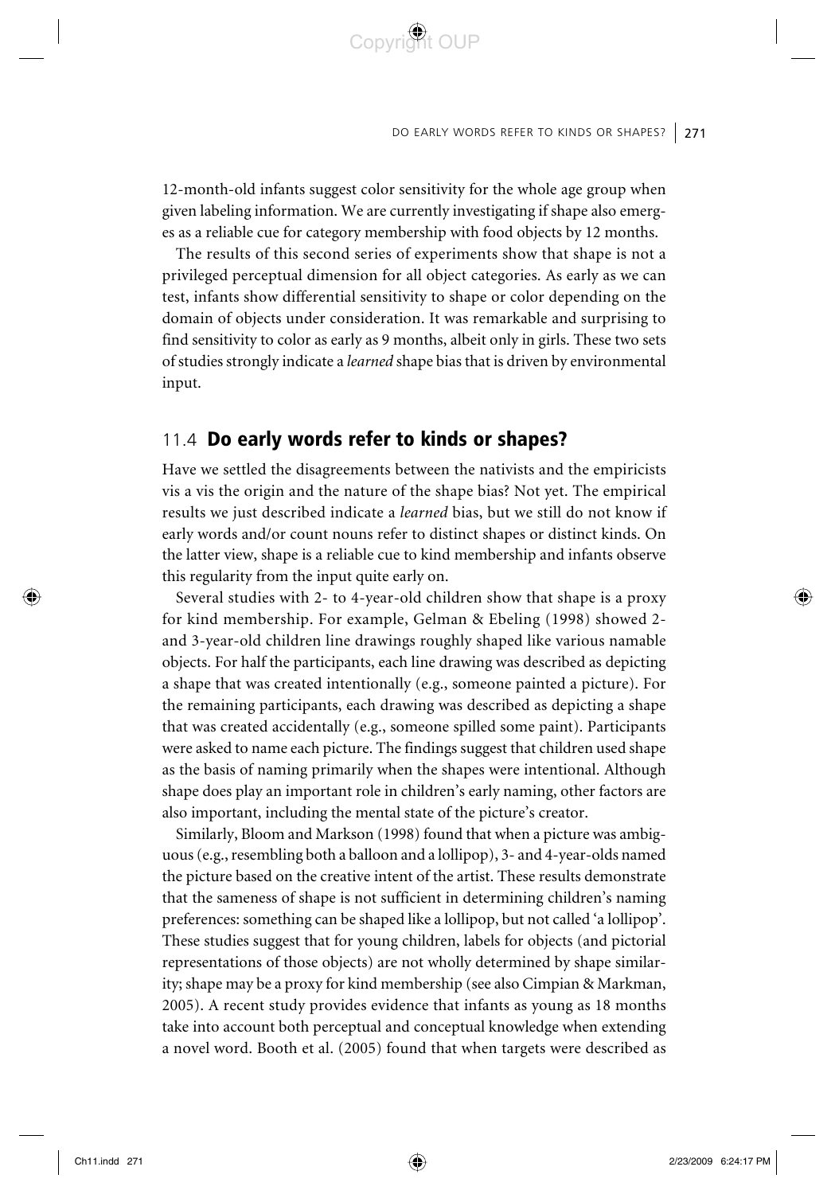12-month-old infants suggest color sensitivity for the whole age group when given labeling information. We are currently investigating if shape also emerges as a reliable cue for category membership with food objects by 12 months.

The results of this second series of experiments show that shape is not a privileged perceptual dimension for all object categories. As early as we can test, infants show differential sensitivity to shape or color depending on the domain of objects under consideration. It was remarkable and surprising to find sensitivity to color as early as 9 months, albeit only in girls. These two sets of studies strongly indicate a *learned* shape bias that is driven by environmental input.

## 11.4 Do early words refer to kinds or shapes?

Have we settled the disagreements between the nativists and the empiricists vis a vis the origin and the nature of the shape bias? Not yet. The empirical results we just described indicate a *learned* bias, but we still do not know if early words and/or count nouns refer to distinct shapes or distinct kinds. On the latter view, shape is a reliable cue to kind membership and infants observe this regularity from the input quite early on.

Several studies with 2- to 4-year-old children show that shape is a proxy for kind membership. For example, Gelman & Ebeling (1998) showed 2- and 3-year-old children line drawings roughly shaped like various namable objects. For half the participants, each line drawing was described as depicting a shape that was created intentionally (e.g., someone painted a picture). For the remaining participants, each drawing was described as depicting a shape that was created accidentally (e.g., someone spilled some paint). Participants were asked to name each picture. The findings suggest that children used shape as the basis of naming primarily when the shapes were intentional. Although shape does play an important role in children's early naming, other factors are also important, including the mental state of the picture's creator.

Similarly, Bloom and Markson (1998) found that when a picture was ambiguous (e.g., resembling both a balloon and a lollipop), 3- and 4-year-olds named the picture based on the creative intent of the artist. These results demonstrate that the sameness of shape is not sufficient in determining children's naming preferences: something can be shaped like a lollipop, but not called 'a lollipop'. These studies suggest that for young children, labels for objects (and pictorial representations of those objects) are not wholly determined by shape similarity; shape may be a proxy for kind membership (see also Cimpian & Markman, 2005). A recent study provides evidence that infants as young as 18 months take into account both perceptual and conceptual knowledge when extending a novel word. Booth et al. (2005) found that when targets were described as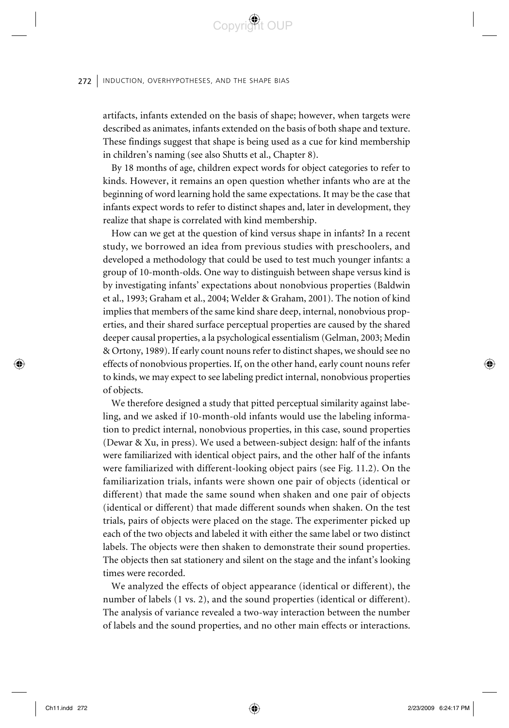artifacts, infants extended on the basis of shape; however, when targets were described as animates, infants extended on the basis of both shape and texture. These findings suggest that shape is being used as a cue for kind membership in children's naming (see also Shutts et al., Chapter 8).

By 18 months of age, children expect words for object categories to refer to kinds. However, it remains an open question whether infants who are at the beginning of word learning hold the same expectations. It may be the case that infants expect words to refer to distinct shapes and, later in development, they realize that shape is correlated with kind membership.

How can we get at the question of kind versus shape in infants? In a recent study, we borrowed an idea from previous studies with preschoolers, and developed a methodology that could be used to test much younger infants: a group of 10-month-olds. One way to distinguish between shape versus kind is by investigating infants' expectations about nonobvious properties (Baldwin et al., 1993; Graham et al., 2004; Welder & Graham, 2001). The notion of kind implies that members of the same kind share deep, internal, nonobvious properties, and their shared surface perceptual properties are caused by the shared deeper causal properties, a la psychological essentialism (Gelman, 2003; Medin & Ortony, 1989). If early count nouns refer to distinct shapes, we should see no effects of nonobvious properties. If, on the other hand, early count nouns refer to kinds, we may expect to see labeling predict internal, nonobvious properties of objects.

We therefore designed a study that pitted perceptual similarity against labeling, and we asked if 10-month-old infants would use the labeling information to predict internal, nonobvious properties, in this case, sound properties (Dewar & Xu, in press). We used a between-subject design: half of the infants were familiarized with identical object pairs, and the other half of the infants were familiarized with different-looking object pairs (see Fig. 11.2). On the familiarization trials, infants were shown one pair of objects (identical or different) that made the same sound when shaken and one pair of objects (identical or different) that made different sounds when shaken. On the test trials, pairs of objects were placed on the stage. The experimenter picked up each of the two objects and labeled it with either the same label or two distinct labels. The objects were then shaken to demonstrate their sound properties. The objects then sat stationery and silent on the stage and the infant's looking times were recorded.

We analyzed the effects of object appearance (identical or different), the number of labels (1 vs. 2), and the sound properties (identical or different). The analysis of variance revealed a two-way interaction between the number of labels and the sound properties, and no other main effects or interactions.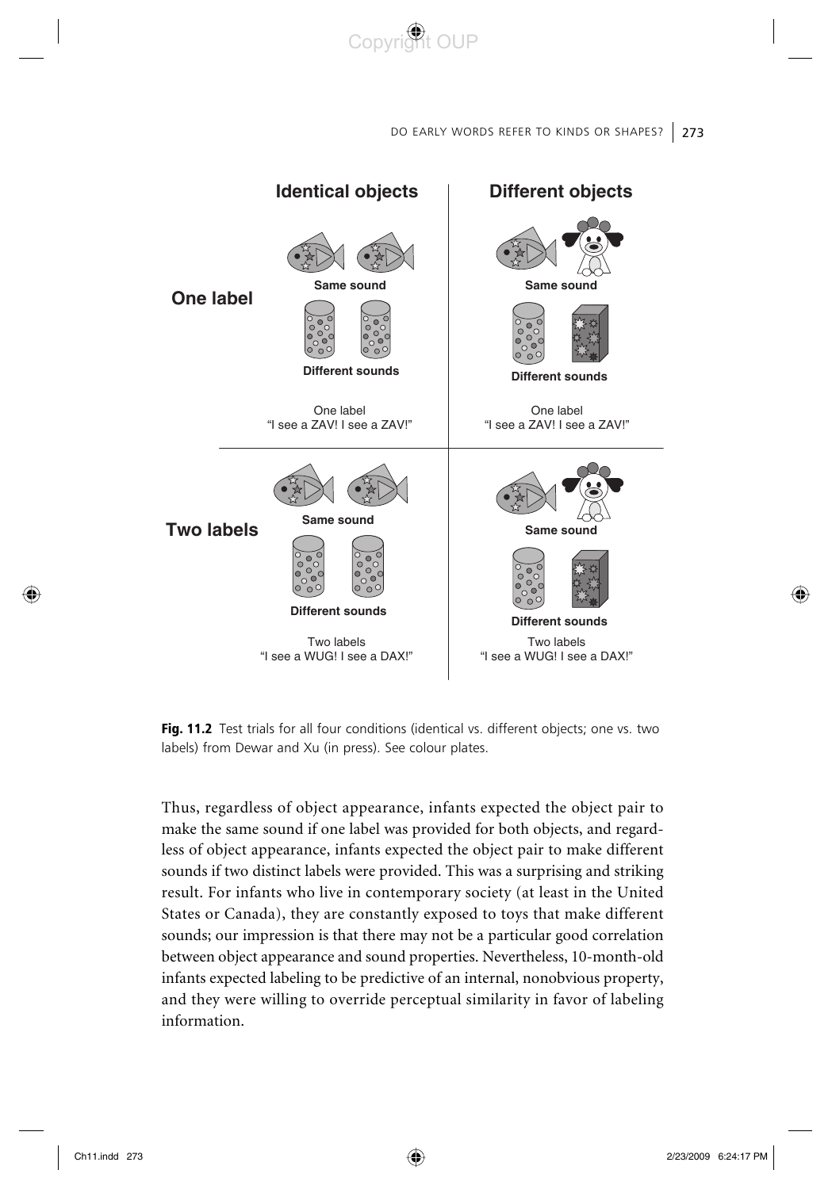**Fig. 11.2** Test trials for all four conditions (identical vs. different objects; one vs. two labels) from Dewar and Xu (in press). See colour plates.

Thus, regardless of object appearance, infants expected the object pair to make the same sound if one label was provided for both objects, and regardless of object appearance, infants expected the object pair to make different sounds if two distinct labels were provided. This was a surprising and striking result. For infants who live in contemporary society (at least in the United States or Canada), they are constantly exposed to toys that make different sounds; our impression is that there may not be a particular good correlation between object appearance and sound properties. Nevertheless, 10-month-old infants expected labeling to be predictive of an internal, nonobvious property, and they were willing to override perceptual similarity in favor of labeling information.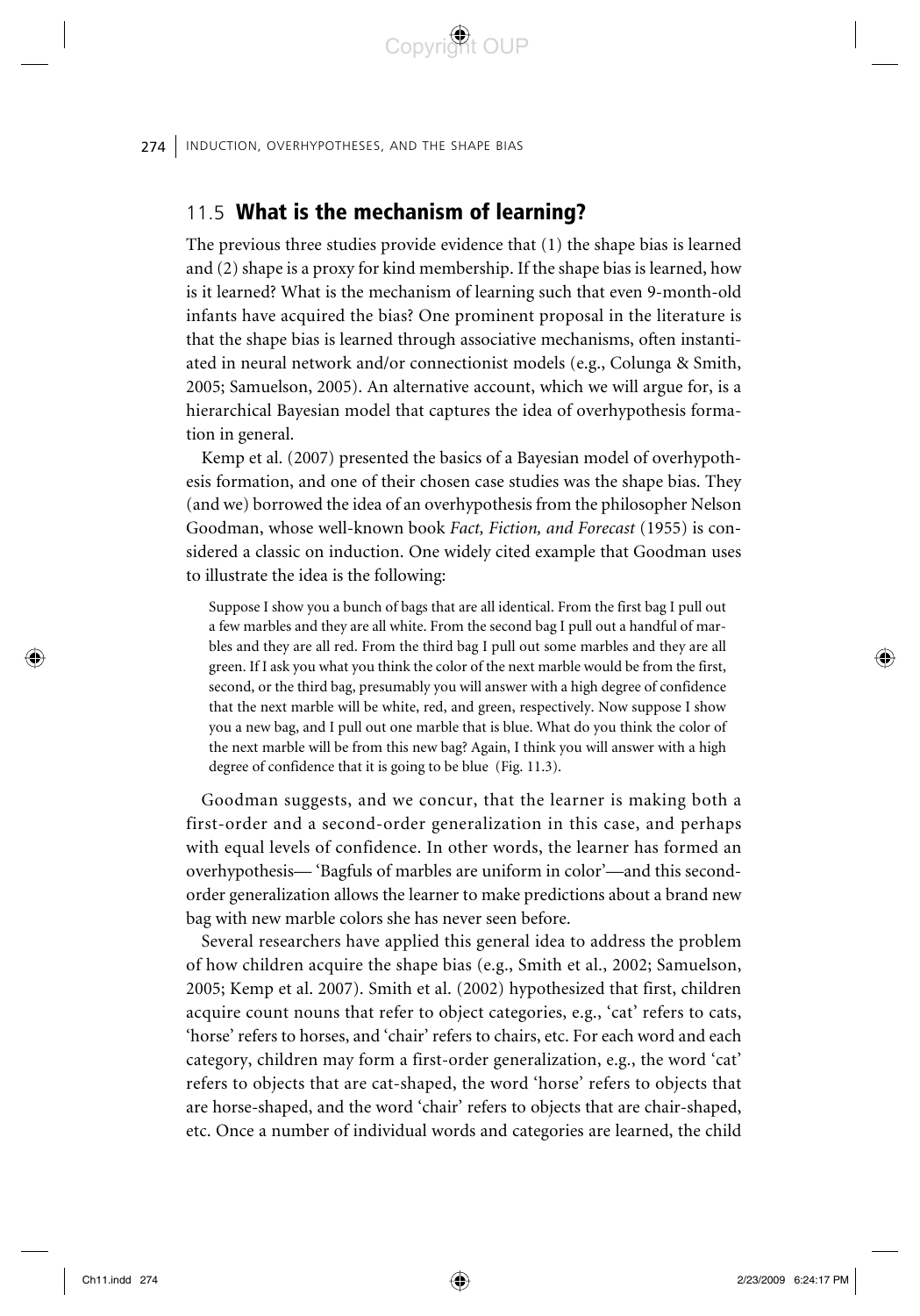## 11.5 **What is the mechanism of learning?**

The previous three studies provide evidence that (1) the shape bias is learned and (2) shape is a proxy for kind membership. If the shape bias is learned, how is it learned? What is the mechanism of learning such that even 9-month-old infants have acquired the bias? One prominent proposal in the literature is that the shape bias is learned through associative mechanisms, often instantiated in neural network and/or connectionist models (e.g., Colunga & Smith, 2005; Samuelson, 2005). An alternative account, which we will argue for, is a hierarchical Bayesian model that captures the idea of overhypothesis formation in general.

Kemp et al. (2007) presented the basics of a Bayesian model of overhypothesis formation, and one of their chosen case studies was the shape bias. They (and we) borrowed the idea of an overhypothesis from the philosopher Nelson Goodman, whose well-known book *Fact, Fiction, and Forecast* (1955) is considered a classic on induction. One widely cited example that Goodman uses to illustrate the idea is the following:

> Suppose I show you a bunch of bags that are all identical. From the first bag I pull out a few marbles and they are all white. From the second bag I pull out a handful of marbles and they are all red. From the third bag I pull out some marbles and they are all green. If I ask you what you think the color of the next marble would be from the first, second, or the third bag, presumably you will answer with a high degree of confidence that the next marble will be white, red, and green, respectively. Now suppose I show you a new bag, and I pull out one marble that is blue. What do you think the color of the next marble will be from this new bag? Again, I think you will answer with a high degree of confidence that it is going to be blue (Fig. 11.3).

Goodman suggests, and we concur, that the learner is making both a first-order and a second-order generalization in this case, and perhaps with equal levels of confidence. In other words, the learner has formed an overhypothesis— 'Bagfuls of marbles are uniform in color'—and this second-order generalization allows the learner to make predictions about a brand new bag with new marble colors she has never seen before.

Several researchers have applied this general idea to address the problem of how children acquire the shape bias (e.g., Smith et al., 2002; Samuelson, 2005; Kemp et al. 2007). Smith et al. (2002) hypothesized that first, children acquire count nouns that refer to object categories, e.g., 'cat' refers to cats, 'horse' refers to horses, and 'chair' refers to chairs, etc. For each word and each category, children may form a first-order generalization, e.g., the word 'cat' refers to objects that are cat-shaped, the word 'horse' refers to objects that are horse-shaped, and the word 'chair' refers to objects that are chair-shaped, etc. Once a number of individual words and categories are learned, the child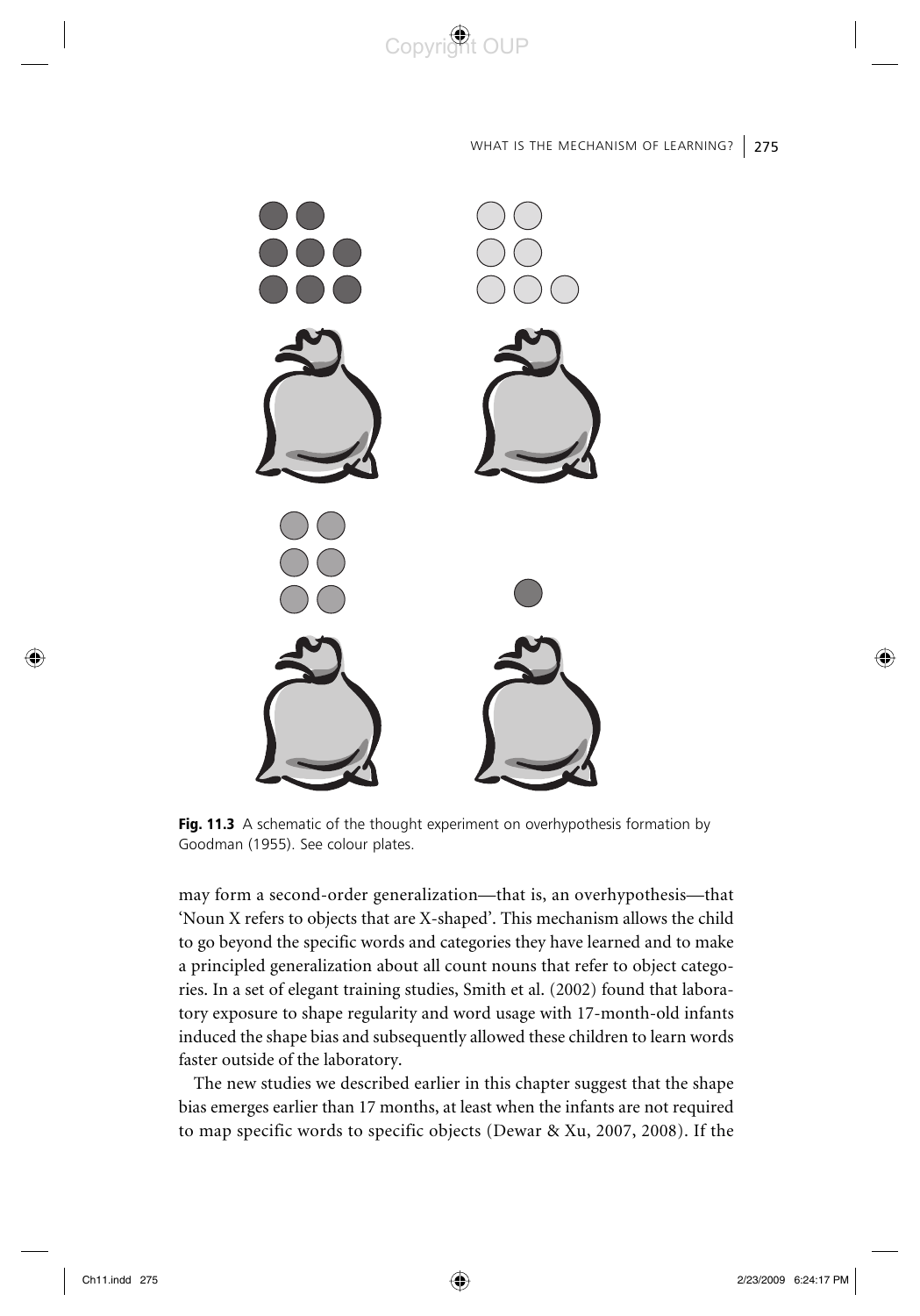**Fig. 11.3** A schematic of the thought experiment on overhypothesis formation by Goodman (1955). See colour plates.

may form a second-order generalization—that is, an overhypothesis—that 'Noun X refers to objects that are X-shaped'. This mechanism allows the child to go beyond the specific words and categories they have learned and to make a principled generalization about all count nouns that refer to object categories. In a set of elegant training studies, Smith et al. (2002) found that laboratory exposure to shape regularity and word usage with 17-month-old infants induced the shape bias and subsequently allowed these children to learn words faster outside of the laboratory.

The new studies we described earlier in this chapter suggest that the shape bias emerges earlier than 17 months, at least when the infants are not required to map specific words to specific objects (Dewar & Xu, 2007, 2008). If the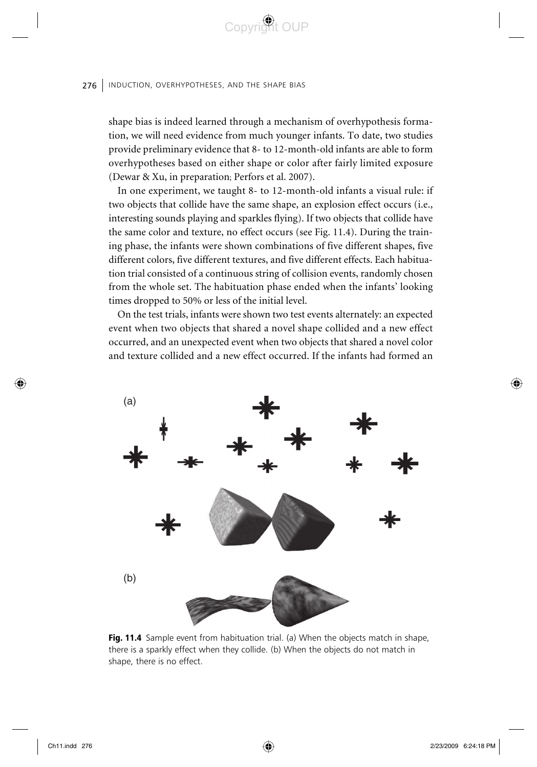shape bias is indeed learned through a mechanism of overhypothesis formation, we will need evidence from much younger infants. To date, two studies provide preliminary evidence that 8- to 12-month-old infants are able to form overhypotheses based on either shape or color after fairly limited exposure (Dewar & Xu, in preparation; Perfors et al. 2007).

In one experiment, we taught 8- to 12-month-old infants a visual rule: if two objects that collide have the same shape, an explosion effect occurs (i.e., interesting sounds playing and sparkles flying). If two objects that collide have the same color and texture, no effect occurs (see Fig. 11.4). During the training phase, the infants were shown combinations of five different shapes, five different colors, five different textures, and five different effects. Each habituation trial consisted of a continuous string of collision events, randomly chosen from the whole set. The habituation phase ended when the infants' looking times dropped to 50% or less of the initial level.

On the test trials, infants were shown two test events alternately: an expected event when two objects that shared a novel shape collided and a new effect occurred, and an unexpected event when two objects that shared a novel color and texture collided and a new effect occurred. If the infants had formed an

(a)

(b)

**Fig. 11.4** Sample event from habituation trial. (a) When the objects match in shape, there is a sparkly effect when they collide. (b) When the objects do not match in shape, there is no effect.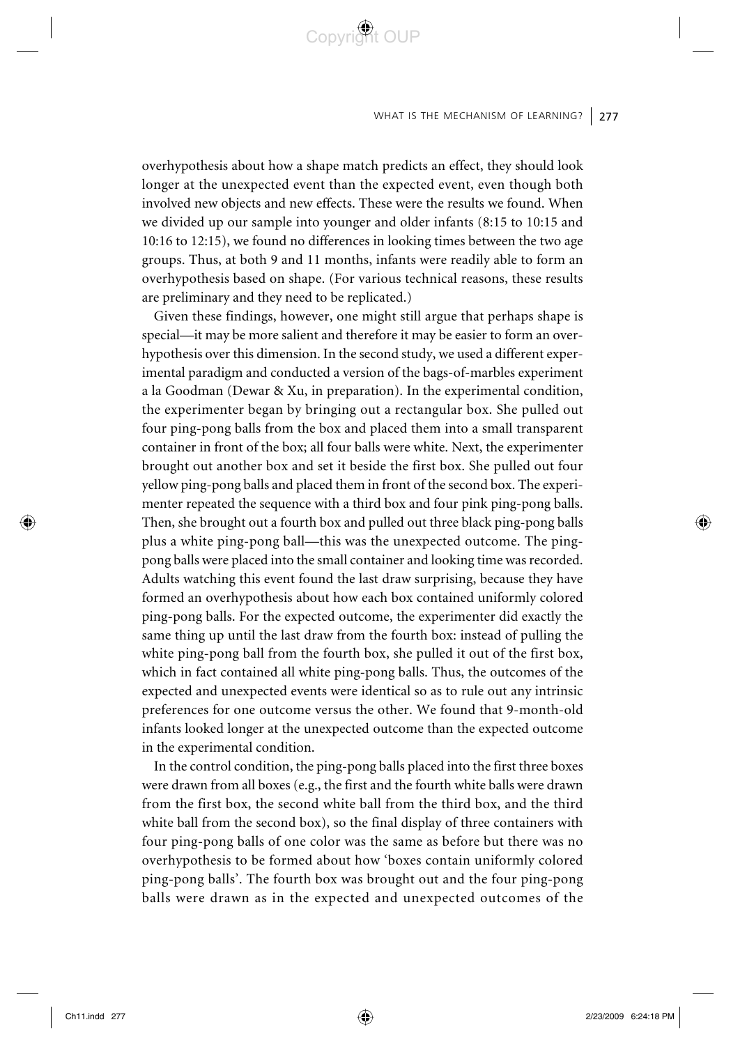overhypothesis about how a shape match predicts an effect, they should look longer at the unexpected event than the expected event, even though both involved new objects and new effects. These were the results we found. When we divided up our sample into younger and older infants (8:15 to 10:15 and 10:16 to 12:15), we found no differences in looking times between the two age groups. Thus, at both 9 and 11 months, infants were readily able to form an overhypothesis based on shape. (For various technical reasons, these results are preliminary and they need to be replicated.)

Given these findings, however, one might still argue that perhaps shape is special—it may be more salient and therefore it may be easier to form an overhypothesis over this dimension. In the second study, we used a different experimental paradigm and conducted a version of the bags-of-marbles experiment a la Goodman (Dewar & Xu, in preparation). In the experimental condition, the experimenter began by bringing out a rectangular box. She pulled out four ping-pong balls from the box and placed them into a small transparent container in front of the box; all four balls were white. Next, the experimenter brought out another box and set it beside the first box. She pulled out four yellow ping-pong balls and placed them in front of the second box. The experimenter repeated the sequence with a third box and four pink ping-pong balls. Then, she brought out a fourth box and pulled out three black ping-pong balls plus a white ping-pong ball—this was the unexpected outcome. The ping-pong balls were placed into the small container and looking time was recorded. Adults watching this event found the last draw surprising, because they have formed an overhypothesis about how each box contained uniformly colored ping-pong balls. For the expected outcome, the experimenter did exactly the same thing up until the last draw from the fourth box: instead of pulling the white ping-pong ball from the fourth box, she pulled it out of the first box, which in fact contained all white ping-pong balls. Thus, the outcomes of the expected and unexpected events were identical so as to rule out any intrinsic preferences for one outcome versus the other. We found that 9-month-old infants looked longer at the unexpected outcome than the expected outcome in the experimental condition.

In the control condition, the ping-pong balls placed into the first three boxes were drawn from all boxes (e.g., the first and the fourth white balls were drawn from the first box, the second white ball from the third box, and the third white ball from the second box), so the final display of three containers with four ping-pong balls of one color was the same as before but there was no overhypothesis to be formed about how 'boxes contain uniformly colored ping-pong balls'. The fourth box was brought out and the four ping-pong balls were drawn as in the expected and unexpected outcomes of the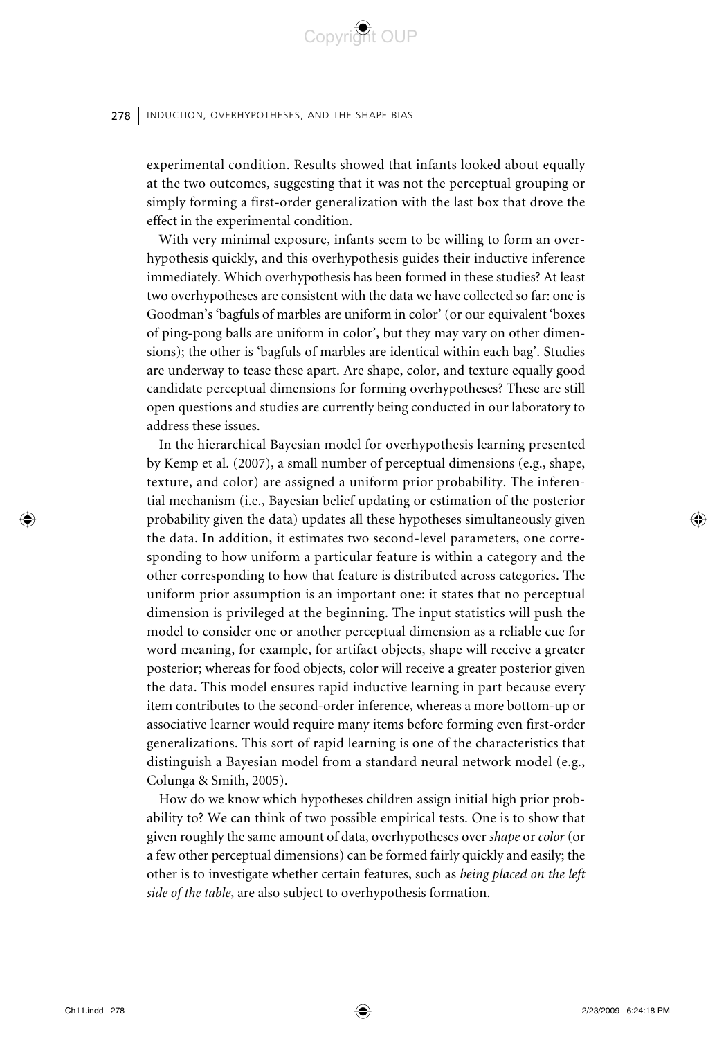experimental condition. Results showed that infants looked about equally at the two outcomes, suggesting that it was not the perceptual grouping or simply forming a first-order generalization with the last box that drove the effect in the experimental condition.

With very minimal exposure, infants seem to be willing to form an overhypothesis quickly, and this overhypothesis guides their inductive inference immediately. Which overhypothesis has been formed in these studies? At least two overhypotheses are consistent with the data we have collected so far: one is Goodman's 'bagfuls of marbles are uniform in color' (or our equivalent 'boxes of ping-pong balls are uniform in color', but they may vary on other dimensions); the other is 'bagfuls of marbles are identical within each bag'. Studies are underway to tease these apart. Are shape, color, and texture equally good candidate perceptual dimensions for forming overhypotheses? These are still open questions and studies are currently being conducted in our laboratory to address these issues.

In the hierarchical Bayesian model for overhypothesis learning presented by Kemp et al. (2007), a small number of perceptual dimensions (e.g., shape, texture, and color) are assigned a uniform prior probability. The inferential mechanism (i.e., Bayesian belief updating or estimation of the posterior probability given the data) updates all these hypotheses simultaneously given the data. In addition, it estimates two second-level parameters, one corresponding to how uniform a particular feature is within a category and the other corresponding to how that feature is distributed across categories. The uniform prior assumption is an important one: it states that no perceptual dimension is privileged at the beginning. The input statistics will push the model to consider one or another perceptual dimension as a reliable cue for word meaning, for example, for artifact objects, shape will receive a greater posterior; whereas for food objects, color will receive a greater posterior given the data. This model ensures rapid inductive learning in part because every item contributes to the second-order inference, whereas a more bottom-up or associative learner would require many items before forming even first-order generalizations. This sort of rapid learning is one of the characteristics that distinguish a Bayesian model from a standard neural network model (e.g., Colunga & Smith, 2005).

How do we know which hypotheses children assign initial high prior probability to? We can think of two possible empirical tests. One is to show that given roughly the same amount of data, overhypotheses over *shape* or *color* (or a few other perceptual dimensions) can be formed fairly quickly and easily; the other is to investigate whether certain features, such as *being placed on the left side of the table*, are also subject to overhypothesis formation.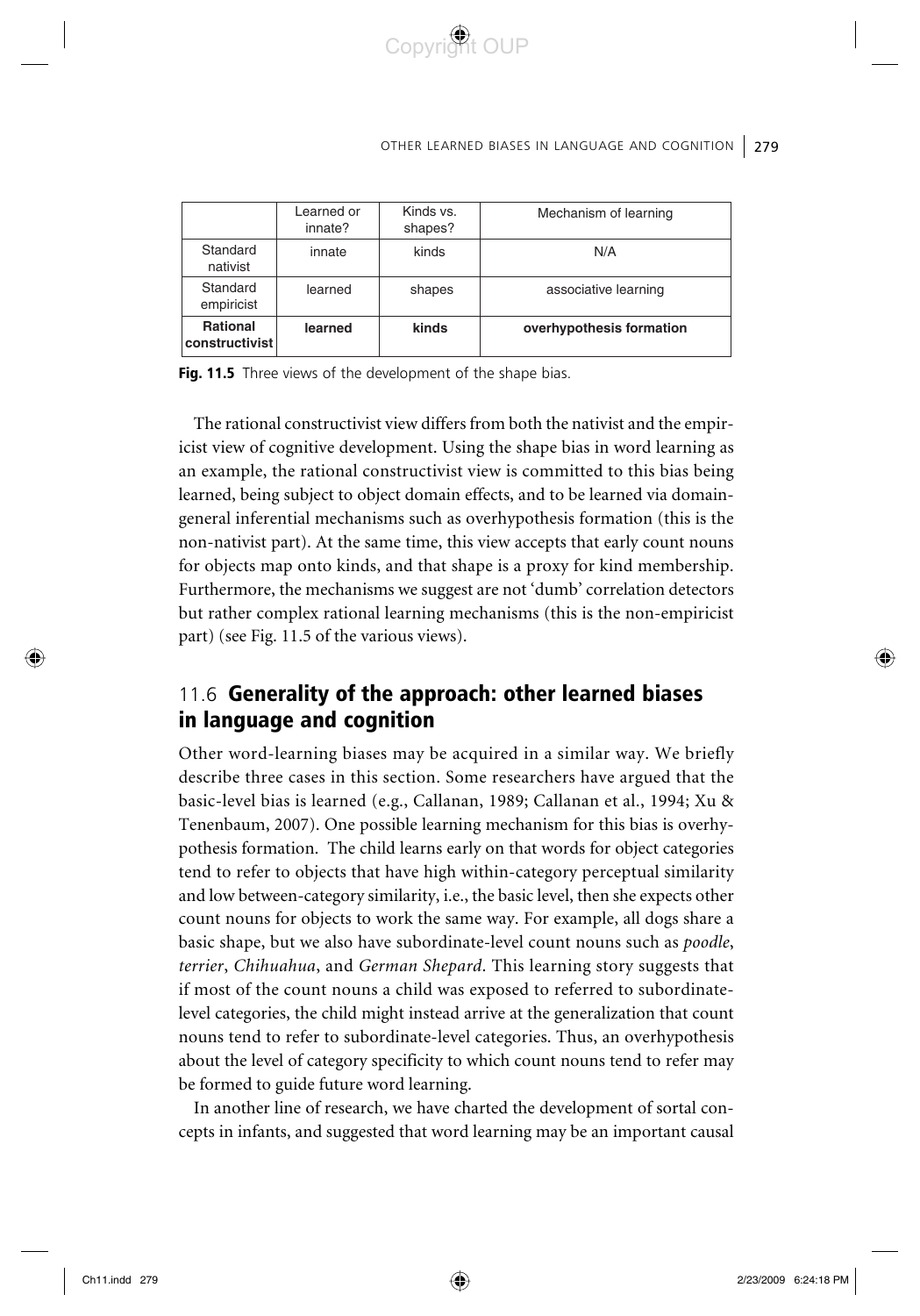|  | Learned or innate? | Kinds vs. shapes? | Mechanism of learning |
|---|---|---|---|
| Standard nativist | innate | kinds | N/A |
| Standard empiricist | learned | shapes | associative learning |
| **Rational constructivist** | **learned** | **kinds** | **overhypothesis formation** |

**Fig. 11.5** Three views of the development of the shape bias.

The rational constructivist view differs from both the nativist and the empiricist view of cognitive development. Using the shape bias in word learning as an example, the rational constructivist view is committed to this bias being learned, being subject to object domain effects, and to be learned via domain-general inferential mechanisms such as overhypothesis formation (this is the non-nativist part). At the same time, this view accepts that early count nouns for objects map onto kinds, and that shape is a proxy for kind membership. Furthermore, the mechanisms we suggest are not 'dumb' correlation detectors but rather complex rational learning mechanisms (this is the non-empiricist part) (see Fig. 11.5 of the various views).

## 11.6 Generality of the approach: other learned biases in language and cognition

Other word-learning biases may be acquired in a similar way. We briefly describe three cases in this section. Some researchers have argued that the basic-level bias is learned (e.g., Callanan, 1989; Callanan et al., 1994; Xu & Tenenbaum, 2007). One possible learning mechanism for this bias is overhypothesis formation. The child learns early on that words for object categories tend to refer to objects that have high within-category perceptual similarity and low between-category similarity, i.e., the basic level, then she expects other count nouns for objects to work the same way. For example, all dogs share a basic shape, but we also have subordinate-level count nouns such as *poodle*, *terrier*, *Chihuahua*, and *German Shepard*. This learning story suggests that if most of the count nouns a child was exposed to referred to subordinate-level categories, the child might instead arrive at the generalization that count nouns tend to refer to subordinate-level categories. Thus, an overhypothesis about the level of category specificity to which count nouns tend to refer may be formed to guide future word learning.

In another line of research, we have charted the development of sortal concepts in infants, and suggested that word learning may be an important causal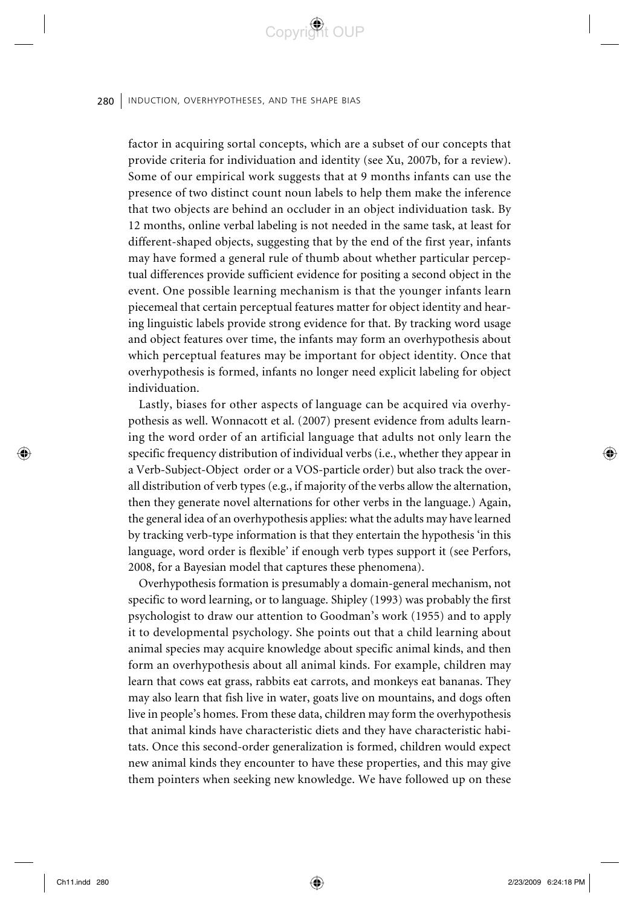factor in acquiring sortal concepts, which are a subset of our concepts that provide criteria for individuation and identity (see Xu, 2007b, for a review). Some of our empirical work suggests that at 9 months infants can use the presence of two distinct count noun labels to help them make the inference that two objects are behind an occluder in an object individuation task. By 12 months, online verbal labeling is not needed in the same task, at least for different-shaped objects, suggesting that by the end of the first year, infants may have formed a general rule of thumb about whether particular perceptual differences provide sufficient evidence for positing a second object in the event. One possible learning mechanism is that the younger infants learn piecemeal that certain perceptual features matter for object identity and hearing linguistic labels provide strong evidence for that. By tracking word usage and object features over time, the infants may form an overhypothesis about which perceptual features may be important for object identity. Once that overhypothesis is formed, infants no longer need explicit labeling for object individuation.

Lastly, biases for other aspects of language can be acquired via overhypothesis as well. Wonnacott et al. (2007) present evidence from adults learning the word order of an artificial language that adults not only learn the specific frequency distribution of individual verbs (i.e., whether they appear in a Verb-Subject-Object order or a VOS-particle order) but also track the overall distribution of verb types (e.g., if majority of the verbs allow the alternation, then they generate novel alternations for other verbs in the language.) Again, the general idea of an overhypothesis applies: what the adults may have learned by tracking verb-type information is that they entertain the hypothesis 'in this language, word order is flexible' if enough verb types support it (see Perfors, 2008, for a Bayesian model that captures these phenomena).

Overhypothesis formation is presumably a domain-general mechanism, not specific to word learning, or to language. Shipley (1993) was probably the first psychologist to draw our attention to Goodman's work (1955) and to apply it to developmental psychology. She points out that a child learning about animal species may acquire knowledge about specific animal kinds, and then form an overhypothesis about all animal kinds. For example, children may learn that cows eat grass, rabbits eat carrots, and monkeys eat bananas. They may also learn that fish live in water, goats live on mountains, and dogs often live in people's homes. From these data, children may form the overhypothesis that animal kinds have characteristic diets and they have characteristic habitats. Once this second-order generalization is formed, children would expect new animal kinds they encounter to have these properties, and this may give them pointers when seeking new knowledge. We have followed up on these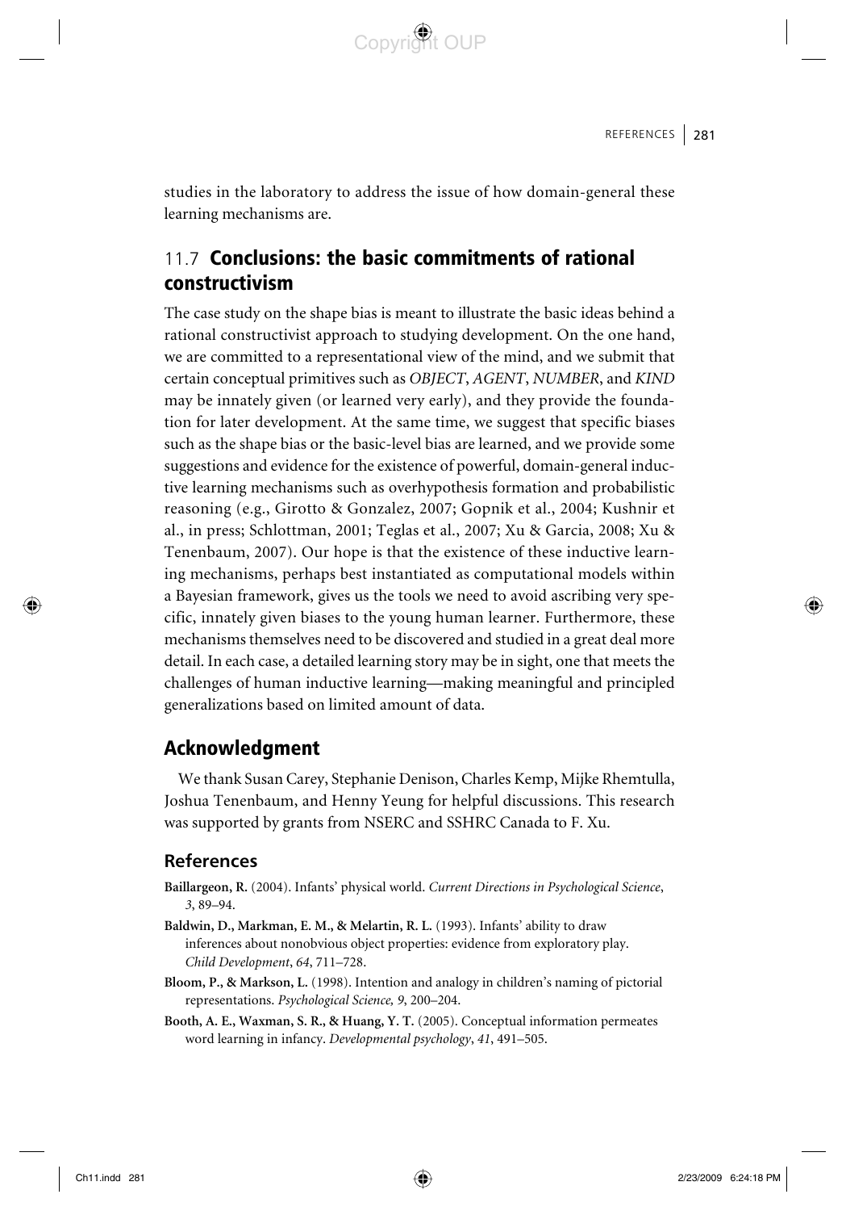studies in the laboratory to address the issue of how domain-general these learning mechanisms are.

## 11.7 Conclusions: the basic commitments of rational constructivism

The case study on the shape bias is meant to illustrate the basic ideas behind a rational constructivist approach to studying development. On the one hand, we are committed to a representational view of the mind, and we submit that certain conceptual primitives such as *OBJECT*, *AGENT*, *NUMBER*, and *KIND* may be innately given (or learned very early), and they provide the foundation for later development. At the same time, we suggest that specific biases such as the shape bias or the basic-level bias are learned, and we provide some suggestions and evidence for the existence of powerful, domain-general inductive learning mechanisms such as overhypothesis formation and probabilistic reasoning (e.g., Girotto & Gonzalez, 2007; Gopnik et al., 2004; Kushnir et al., in press; Schlottman, 2001; Teglas et al., 2007; Xu & Garcia, 2008; Xu & Tenenbaum, 2007). Our hope is that the existence of these inductive learning mechanisms, perhaps best instantiated as computational models within a Bayesian framework, gives us the tools we need to avoid ascribing very specific, innately given biases to the young human learner. Furthermore, these mechanisms themselves need to be discovered and studied in a great deal more detail. In each case, a detailed learning story may be in sight, one that meets the challenges of human inductive learning—making meaningful and principled generalizations based on limited amount of data.

## Acknowledgment

We thank Susan Carey, Stephanie Denison, Charles Kemp, Mijke Rhemtulla, Joshua Tenenbaum, and Henny Yeung for helpful discussions. This research was supported by grants from NSERC and SSHRC Canada to F. Xu.

### References

**Baillargeon, R.** (2004). Infants' physical world. *Current Directions in Psychological Science*, *3*, 89–94.

**Baldwin, D., Markman, E. M., & Melartin, R. L.** (1993). Infants' ability to draw inferences about nonobvious object properties: evidence from exploratory play. *Child Development*, *64*, 711–728.

**Bloom, P., & Markson, L.** (1998). Intention and analogy in children's naming of pictorial representations. *Psychological Science, 9*, 200–204.

**Booth, A. E., Waxman, S. R., & Huang, Y. T.** (2005). Conceptual information permeates word learning in infancy. *Developmental psychology*, *41*, 491–505.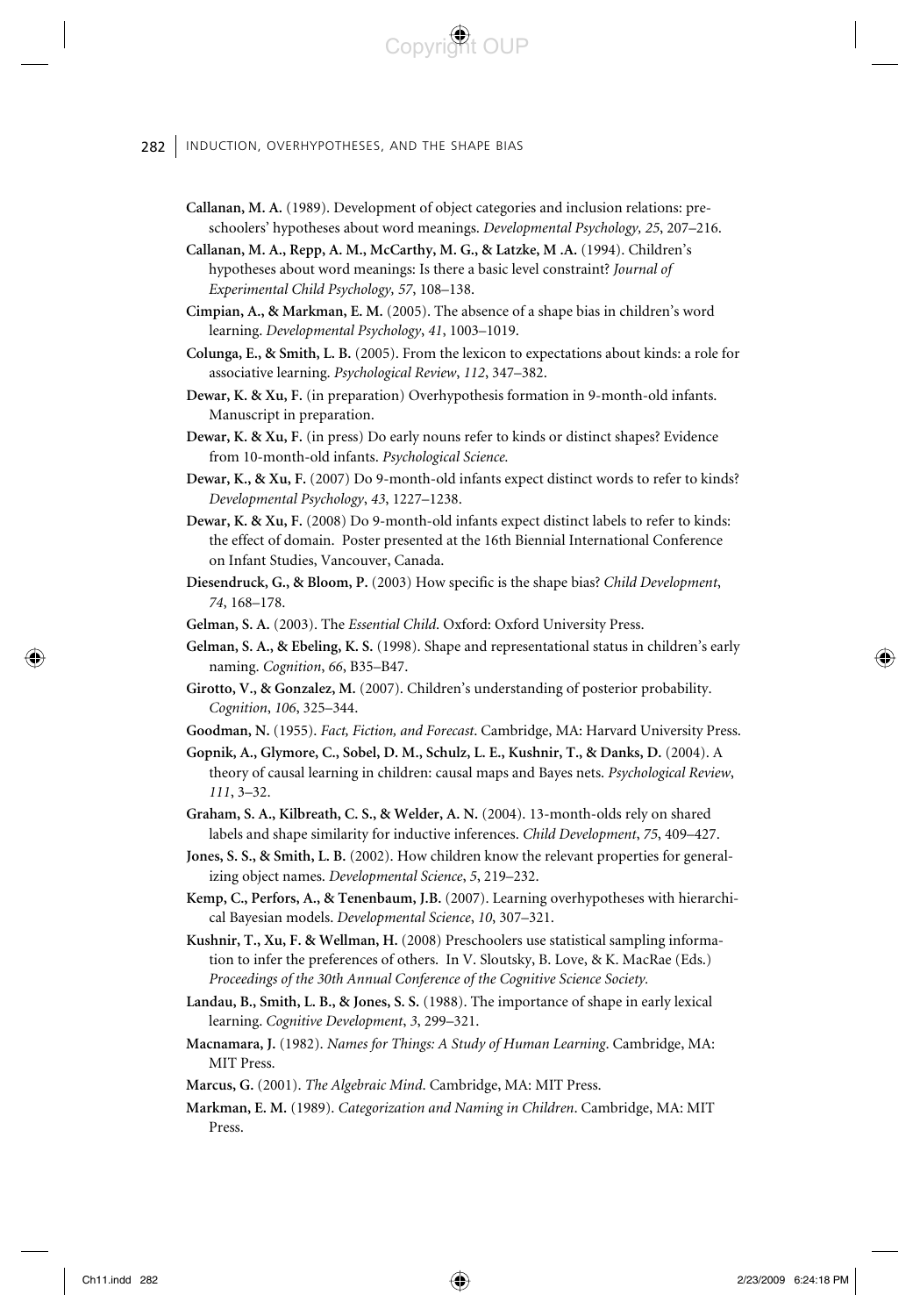**Callanan, M. A.** (1989). Development of object categories and inclusion relations: preschoolers' hypotheses about word meanings. *Developmental Psychology, 25*, 207–216.

**Callanan, M. A., Repp, A. M., McCarthy, M. G., & Latzke, M .A.** (1994). Children's hypotheses about word meanings: Is there a basic level constraint? *Journal of Experimental Child Psychology, 57*, 108–138.

**Cimpian, A., & Markman, E. M.** (2005). The absence of a shape bias in children's word learning. *Developmental Psychology*, *41*, 1003–1019.

**Colunga, E., & Smith, L. B.** (2005). From the lexicon to expectations about kinds: a role for associative learning. *Psychological Review*, *112*, 347–382.

**Dewar, K. & Xu, F.** (in preparation) Overhypothesis formation in 9-month-old infants. Manuscript in preparation.

**Dewar, K. & Xu, F.** (in press) Do early nouns refer to kinds or distinct shapes? Evidence from 10-month-old infants. *Psychological Science.*

**Dewar, K., & Xu, F.** (2007) Do 9-month-old infants expect distinct words to refer to kinds? *Developmental Psychology*, *43*, 1227–1238.

**Dewar, K. & Xu, F.** (2008) Do 9-month-old infants expect distinct labels to refer to kinds: the effect of domain. Poster presented at the 16th Biennial International Conference on Infant Studies, Vancouver, Canada.

**Diesendruck, G., & Bloom, P.** (2003) How specific is the shape bias? *Child Development*, *74*, 168–178.

**Gelman, S. A.** (2003). The *Essential Child*. Oxford: Oxford University Press.

**Gelman, S. A., & Ebeling, K. S.** (1998). Shape and representational status in children's early naming. *Cognition*, *66*, B35–B47.

**Girotto, V., & Gonzalez, M.** (2007). Children's understanding of posterior probability. *Cognition*, *106*, 325–344.

**Goodman, N.** (1955). *Fact, Fiction, and Forecast*. Cambridge, MA: Harvard University Press.

**Gopnik, A., Glymore, C., Sobel, D. M., Schulz, L. E., Kushnir, T., & Danks, D.** (2004). A theory of causal learning in children: causal maps and Bayes nets. *Psychological Review*, *111*, 3–32.

**Graham, S. A., Kilbreath, C. S., & Welder, A. N.** (2004). 13-month-olds rely on shared labels and shape similarity for inductive inferences. *Child Development*, *75*, 409–427.

**Jones, S. S., & Smith, L. B.** (2002). How children know the relevant properties for generalizing object names. *Developmental Science*, *5*, 219–232.

**Kemp, C., Perfors, A., & Tenenbaum, J.B.** (2007). Learning overhypotheses with hierarchical Bayesian models. *Developmental Science*, *10*, 307–321.

**Kushnir, T., Xu, F. & Wellman, H.** (2008) Preschoolers use statistical sampling information to infer the preferences of others. In V. Sloutsky, B. Love, & K. MacRae (Eds.) *Proceedings of the 30th Annual Conference of the Cognitive Science Society.*

**Landau, B., Smith, L. B., & Jones, S. S.** (1988). The importance of shape in early lexical learning. *Cognitive Development*, *3*, 299–321.

**Macnamara, J.** (1982). *Names for Things: A Study of Human Learning*. Cambridge, MA: MIT Press.

**Marcus, G.** (2001). *The Algebraic Mind*. Cambridge, MA: MIT Press.

**Markman, E. M.** (1989). *Categorization and Naming in Children*. Cambridge, MA: MIT Press.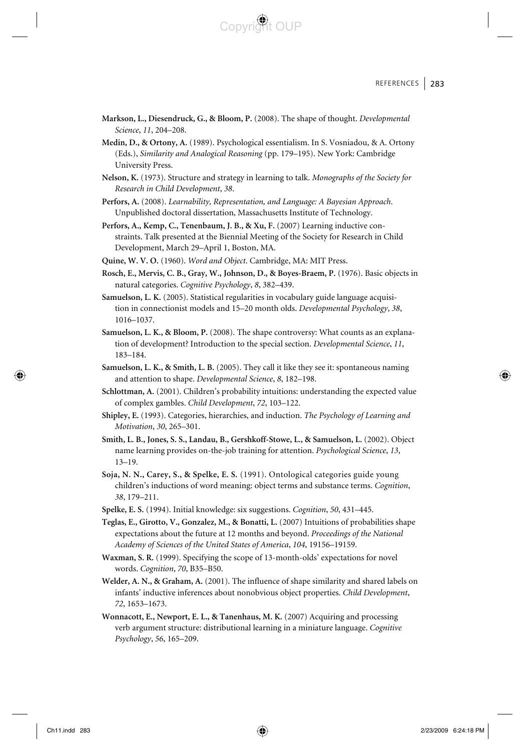**Markson, L., Diesendruck, G., & Bloom, P.** (2008). The shape of thought. *Developmental Science*, *11*, 204–208.

**Medin, D., & Ortony, A.** (1989). Psychological essentialism. In S. Vosniadou, & A. Ortony (Eds.), *Similarity and Analogical Reasoning* (pp. 179–195). New York: Cambridge University Press.

**Nelson, K.** (1973). Structure and strategy in learning to talk. *Monographs of the Society for Research in Child Development*, *38*.

**Perfors, A.** (2008). *Learnability, Representation, and Language: A Bayesian Approach*. Unpublished doctoral dissertation, Massachusetts Institute of Technology.

**Perfors, A., Kemp, C., Tenenbaum, J. B., & Xu, F.** (2007) Learning inductive constraints. Talk presented at the Biennial Meeting of the Society for Research in Child Development, March 29–April 1, Boston, MA.

**Quine, W. V. O.** (1960). *Word and Object*. Cambridge, MA: MIT Press.

**Rosch, E., Mervis, C. B., Gray, W., Johnson, D., & Boyes-Braem, P.** (1976). Basic objects in natural categories. *Cognitive Psychology*, *8*, 382–439.

**Samuelson, L. K.** (2005). Statistical regularities in vocabulary guide language acquisition in connectionist models and 15–20 month olds. *Developmental Psychology*, *38*, 1016–1037.

**Samuelson, L. K., & Bloom, P.** (2008). The shape controversy: What counts as an explanation of development? Introduction to the special section. *Developmental Science*, *11*, 183–184.

**Samuelson, L. K., & Smith, L. B.** (2005). They call it like they see it: spontaneous naming and attention to shape. *Developmental Science*, *8*, 182–198.

**Schlottman, A.** (2001). Children's probability intuitions: understanding the expected value of complex gambles. *Child Development*, *72*, 103–122.

**Shipley, E.** (1993). Categories, hierarchies, and induction. *The Psychology of Learning and Motivation*, *30*, 265–301.

**Smith, L. B., Jones, S. S., Landau, B., Gershkoff-Stowe, L., & Samuelson, L.** (2002). Object name learning provides on-the-job training for attention. *Psychological Science*, *13*, 13–19.

**Soja, N. N., Carey, S., & Spelke, E. S.** (1991). Ontological categories guide young children's inductions of word meaning: object terms and substance terms. *Cognition*, *38*, 179–211.

**Spelke, E. S.** (1994). Initial knowledge: six suggestions. *Cognition*, *50*, 431–445.

**Teglas, E., Girotto, V., Gonzalez, M., & Bonatti, L.** (2007) Intuitions of probabilities shape expectations about the future at 12 months and beyond. *Proceedings of the National Academy of Sciences of the United States of America*, *104*, 19156–19159.

**Waxman, S. R.** (1999). Specifying the scope of 13-month-olds' expectations for novel words. *Cognition*, *70*, B35–B50.

**Welder, A. N., & Graham, A.** (2001). The influence of shape similarity and shared labels on infants' inductive inferences about nonobvious object properties. *Child Development*, *72*, 1653–1673.

**Wonnacott, E., Newport, E. L., & Tanenhaus, M. K.** (2007) Acquiring and processing verb argument structure: distributional learning in a miniature language. *Cognitive Psychology*, *56*, 165–209.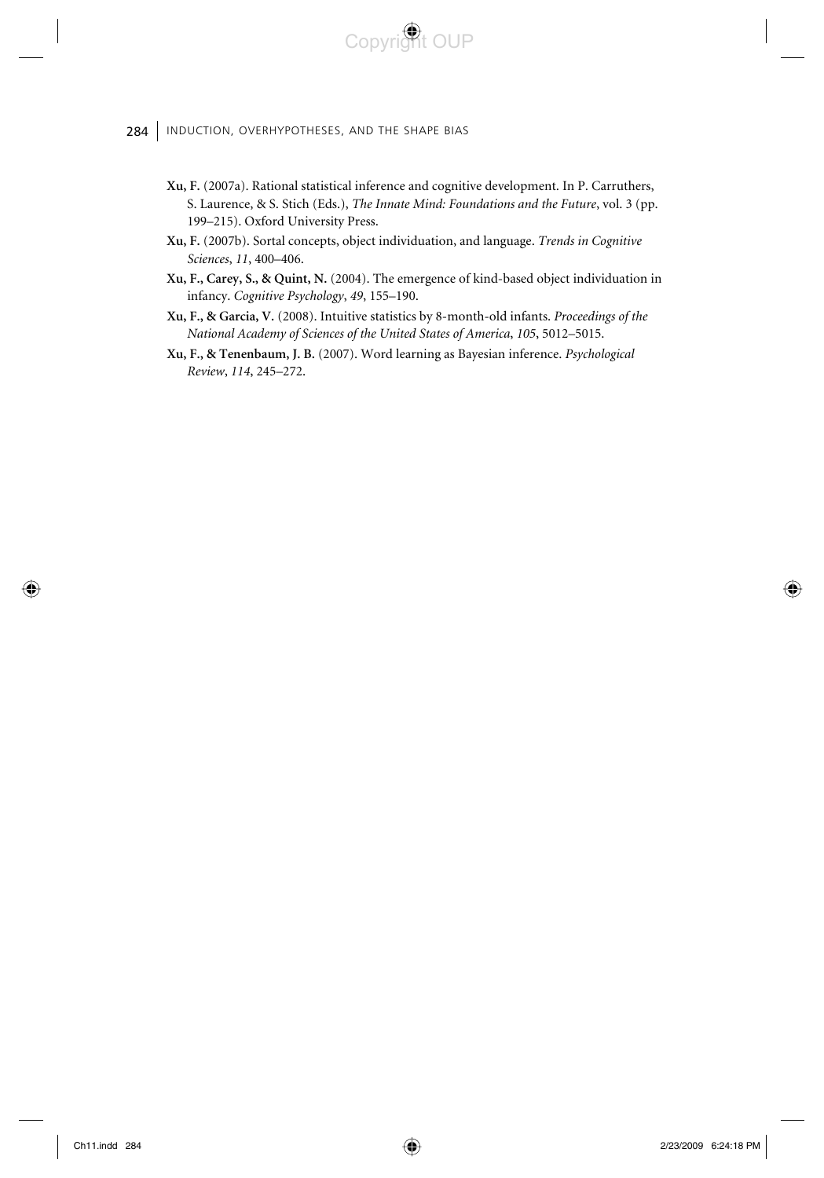**Xu, F.** (2007a). Rational statistical inference and cognitive development. In P. Carruthers, S. Laurence, & S. Stich (Eds.), *The Innate Mind: Foundations and the Future*, vol. 3 (pp. 199–215). Oxford University Press.

**Xu, F.** (2007b). Sortal concepts, object individuation, and language. *Trends in Cognitive Sciences*, *11*, 400–406.

**Xu, F., Carey, S., & Quint, N.** (2004). The emergence of kind-based object individuation in infancy. *Cognitive Psychology*, *49*, 155–190.

**Xu, F., & Garcia, V.** (2008). Intuitive statistics by 8-month-old infants. *Proceedings of the National Academy of Sciences of the United States of America*, *105*, 5012–5015.

**Xu, F., & Tenenbaum, J. B.** (2007). Word learning as Bayesian inference. *Psychological Review*, *114*, 245–272.